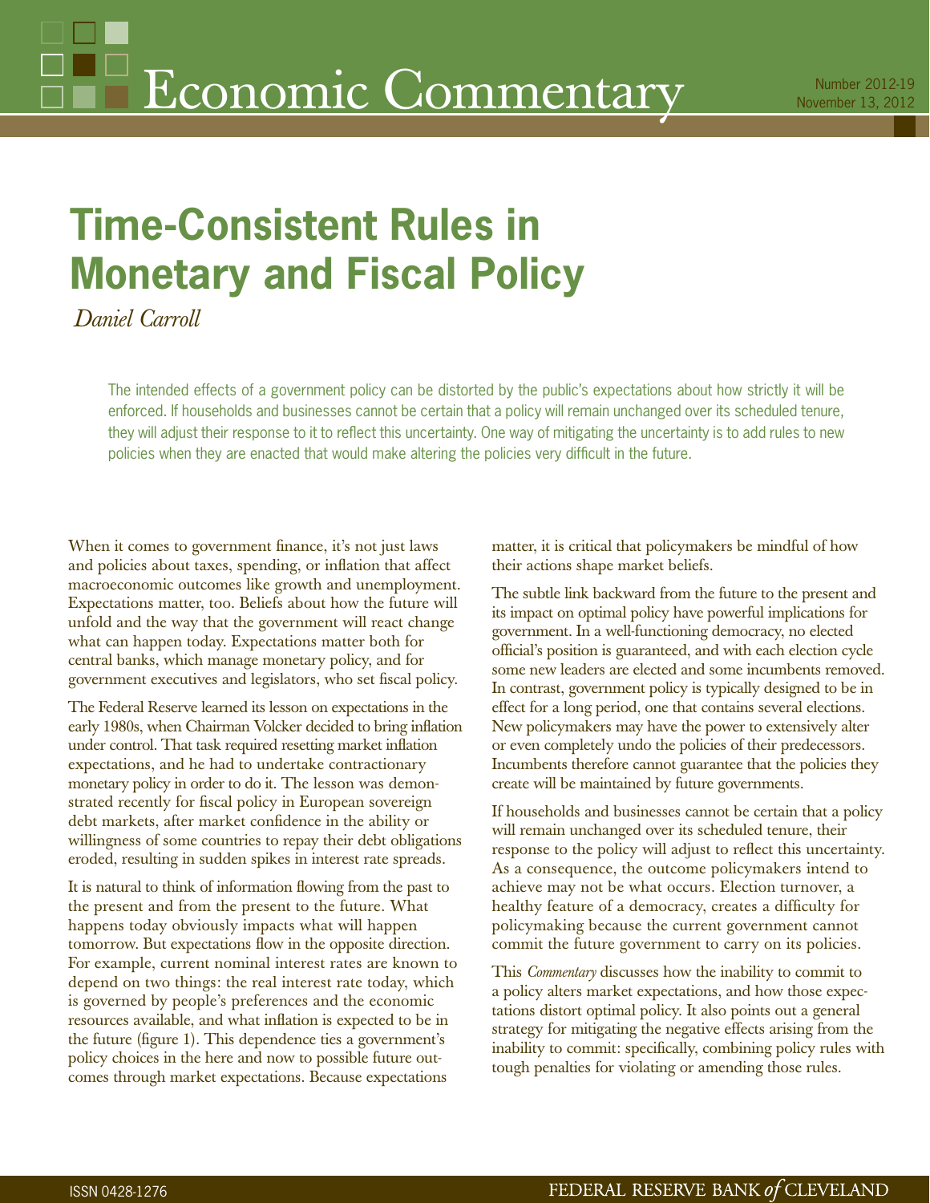# Economic Commentary

Number 2012-19
November 13, 2012

# Time-Consistent Rules in Monetary and Fiscal Policy

*Daniel Carroll*

The intended effects of a government policy can be distorted by the public's expectations about how strictly it will be enforced. If households and businesses cannot be certain that a policy will remain unchanged over its scheduled tenure, they will adjust their response to it to reflect this uncertainty. One way of mitigating the uncertainty is to add rules to new policies when they are enacted that would make altering the policies very difficult in the future.

When it comes to government finance, it's not just laws and policies about taxes, spending, or inflation that affect macroeconomic outcomes like growth and unemployment. Expectations matter, too. Beliefs about how the future will unfold and the way that the government will react change what can happen today. Expectations matter both for central banks, which manage monetary policy, and for government executives and legislators, who set fiscal policy.

The Federal Reserve learned its lesson on expectations in the early 1980s, when Chairman Volcker decided to bring inflation under control. That task required resetting market inflation expectations, and he had to undertake contractionary monetary policy in order to do it. The lesson was demonstrated recently for fiscal policy in European sovereign debt markets, after market confidence in the ability or willingness of some countries to repay their debt obligations eroded, resulting in sudden spikes in interest rate spreads.

It is natural to think of information flowing from the past to the present and from the present to the future. What happens today obviously impacts what will happen tomorrow. But expectations flow in the opposite direction. For example, current nominal interest rates are known to depend on two things: the real interest rate today, which is governed by people's preferences and the economic resources available, and what inflation is expected to be in the future (figure 1). This dependence ties a government's policy choices in the here and now to possible future outcomes through market expectations. Because expectations matter, it is critical that policymakers be mindful of how their actions shape market beliefs.

The subtle link backward from the future to the present and its impact on optimal policy have powerful implications for government. In a well-functioning democracy, no elected official's position is guaranteed, and with each election cycle some new leaders are elected and some incumbents removed. In contrast, government policy is typically designed to be in effect for a long period, one that contains several elections. New policymakers may have the power to extensively alter or even completely undo the policies of their predecessors. Incumbents therefore cannot guarantee that the policies they create will be maintained by future governments.

If households and businesses cannot be certain that a policy will remain unchanged over its scheduled tenure, their response to the policy will adjust to reflect this uncertainty. As a consequence, the outcome policymakers intend to achieve may not be what occurs. Election turnover, a healthy feature of a democracy, creates a difficulty for policymaking because the current government cannot commit the future government to carry on its policies.

This *Commentary* discusses how the inability to commit to a policy alters market expectations, and how those expectations distort optimal policy. It also points out a general strategy for mitigating the negative effects arising from the inability to commit: specifically, combining policy rules with tough penalties for violating or amending those rules.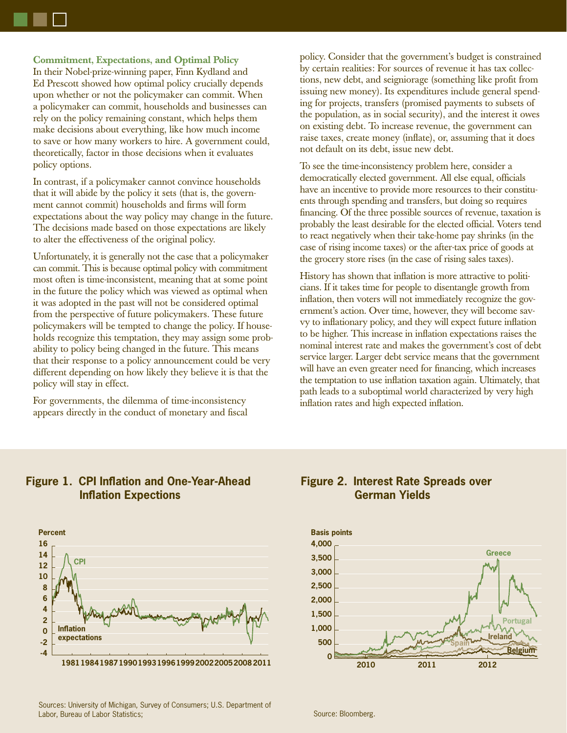### Commitment, Expectations, and Optimal Policy

In their Nobel-prize-winning paper, Finn Kydland and Ed Prescott showed how optimal policy crucially depends upon whether or not the policymaker can commit. When a policymaker can commit, households and businesses can rely on the policy remaining constant, which helps them make decisions about everything, like how much income to save or how many workers to hire. A government could, theoretically, factor in those decisions when it evaluates policy options.

In contrast, if a policymaker cannot convince households that it will abide by the policy it sets (that is, the government cannot commit) households and firms will form expectations about the way policy may change in the future. The decisions made based on those expectations are likely to alter the effectiveness of the original policy.

Unfortunately, it is generally not the case that a policymaker can commit. This is because optimal policy with commitment most often is time-inconsistent, meaning that at some point in the future the policy which was viewed as optimal when it was adopted in the past will not be considered optimal from the perspective of future policymakers. These future policymakers will be tempted to change the policy. If households recognize this temptation, they may assign some probability to policy being changed in the future. This means that their response to a policy announcement could be very different depending on how likely they believe it is that the policy will stay in effect.

For governments, the dilemma of time-inconsistency appears directly in the conduct of monetary and fiscal policy. Consider that the government's budget is constrained by certain realities: For sources of revenue it has tax collections, new debt, and seigniorage (something like profit from issuing new money). Its expenditures include general spending for projects, transfers (promised payments to subsets of the population, as in social security), and the interest it owes on existing debt. To increase revenue, the government can raise taxes, create money (inflate), or, assuming that it does not default on its debt, issue new debt.

To see the time-inconsistency problem here, consider a democratically elected government. All else equal, officials have an incentive to provide more resources to their constituents through spending and transfers, but doing so requires financing. Of the three possible sources of revenue, taxation is probably the least desirable for the elected official. Voters tend to react negatively when their take-home pay shrinks (in the case of rising income taxes) or the after-tax price of goods at the grocery store rises (in the case of rising sales taxes).

History has shown that inflation is more attractive to politicians. If it takes time for people to disentangle growth from inflation, then voters will not immediately recognize the government's action. Over time, however, they will become savvy to inflationary policy, and they will expect future inflation to be higher. This increase in inflation expectations raises the nominal interest rate and makes the government's cost of debt service larger. Larger debt service means that the government will have an even greater need for financing, which increases the temptation to use inflation taxation again. Ultimately, that path leads to a suboptimal world characterized by very high inflation rates and high expected inflation.

**Figure 1. CPI Inflation and One-Year-Ahead Inflation Expections**

Sources: University of Michigan, Survey of Consumers; U.S. Department of Labor, Bureau of Labor Statistics;

**Figure 2. Interest Rate Spreads over German Yields**

Source: Bloomberg.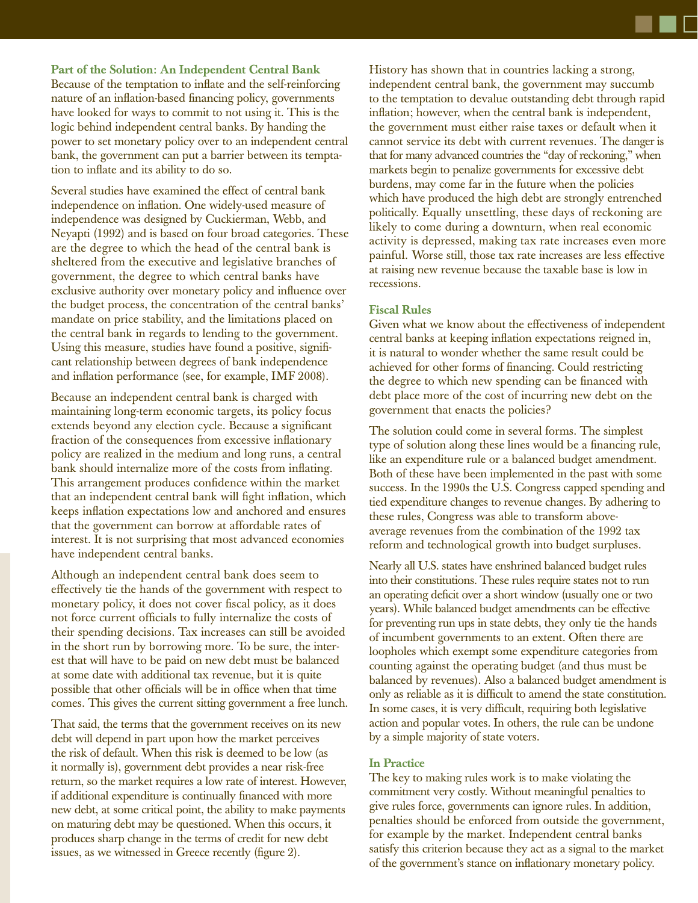### Part of the Solution: An Independent Central Bank

Because of the temptation to inflate and the self-reinforcing nature of an inflation-based financing policy, governments have looked for ways to commit to not using it. This is the logic behind independent central banks. By handing the power to set monetary policy over to an independent central bank, the government can put a barrier between its temptation to inflate and its ability to do so.

Several studies have examined the effect of central bank independence on inflation. One widely-used measure of independence was designed by Cuckierman, Webb, and Neyapti (1992) and is based on four broad categories. These are the degree to which the head of the central bank is sheltered from the executive and legislative branches of government, the degree to which central banks have exclusive authority over monetary policy and influence over the budget process, the concentration of the central banks' mandate on price stability, and the limitations placed on the central bank in regards to lending to the government. Using this measure, studies have found a positive, significant relationship between degrees of bank independence and inflation performance (see, for example, IMF 2008).

Because an independent central bank is charged with maintaining long-term economic targets, its policy focus extends beyond any election cycle. Because a significant fraction of the consequences from excessive inflationary policy are realized in the medium and long runs, a central bank should internalize more of the costs from inflating. This arrangement produces confidence within the market that an independent central bank will fight inflation, which keeps inflation expectations low and anchored and ensures that the government can borrow at affordable rates of interest. It is not surprising that most advanced economies have independent central banks.

Although an independent central bank does seem to effectively tie the hands of the government with respect to monetary policy, it does not cover fiscal policy, as it does not force current officials to fully internalize the costs of their spending decisions. Tax increases can still be avoided in the short run by borrowing more. To be sure, the interest that will have to be paid on new debt must be balanced at some date with additional tax revenue, but it is quite possible that other officials will be in office when that time comes. This gives the current sitting government a free lunch.

That said, the terms that the government receives on its new debt will depend in part upon how the market perceives the risk of default. When this risk is deemed to be low (as it normally is), government debt provides a near risk-free return, so the market requires a low rate of interest. However, if additional expenditure is continually financed with more new debt, at some critical point, the ability to make payments on maturing debt may be questioned. When this occurs, it produces sharp change in the terms of credit for new debt issues, as we witnessed in Greece recently (figure 2).

History has shown that in countries lacking a strong, independent central bank, the government may succumb to the temptation to devalue outstanding debt through rapid inflation; however, when the central bank is independent, the government must either raise taxes or default when it cannot service its debt with current revenues. The danger is that for many advanced countries the "day of reckoning," when markets begin to penalize governments for excessive debt burdens, may come far in the future when the policies which have produced the high debt are strongly entrenched politically. Equally unsettling, these days of reckoning are likely to come during a downturn, when real economic activity is depressed, making tax rate increases even more painful. Worse still, those tax rate increases are less effective at raising new revenue because the taxable base is low in recessions.

### Fiscal Rules

Given what we know about the effectiveness of independent central banks at keeping inflation expectations reigned in, it is natural to wonder whether the same result could be achieved for other forms of financing. Could restricting the degree to which new spending can be financed with debt place more of the cost of incurring new debt on the government that enacts the policies?

The solution could come in several forms. The simplest type of solution along these lines would be a financing rule, like an expenditure rule or a balanced budget amendment. Both of these have been implemented in the past with some success. In the 1990s the U.S. Congress capped spending and tied expenditure changes to revenue changes. By adhering to these rules, Congress was able to transform above-average revenues from the combination of the 1992 tax reform and technological growth into budget surpluses.

Nearly all U.S. states have enshrined balanced budget rules into their constitutions. These rules require states not to run an operating deficit over a short window (usually one or two years). While balanced budget amendments can be effective for preventing run ups in state debts, they only tie the hands of incumbent governments to an extent. Often there are loopholes which exempt some expenditure categories from counting against the operating budget (and thus must be balanced by revenues). Also a balanced budget amendment is only as reliable as it is difficult to amend the state constitution. In some cases, it is very difficult, requiring both legislative action and popular votes. In others, the rule can be undone by a simple majority of state voters.

### In Practice

The key to making rules work is to make violating the commitment very costly. Without meaningful penalties to give rules force, governments can ignore rules. In addition, penalties should be enforced from outside the government, for example by the market. Independent central banks satisfy this criterion because they act as a signal to the market of the government's stance on inflationary monetary policy.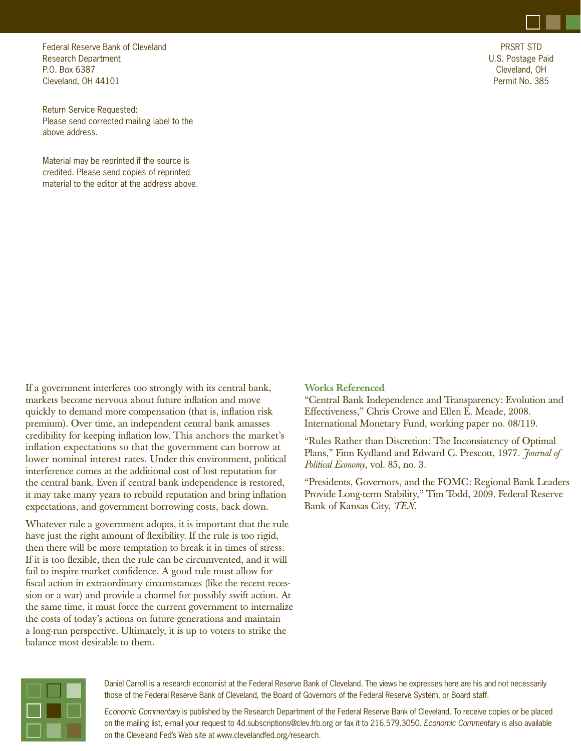Federal Reserve Bank of Cleveland
Research Department
P.O. Box 6387
Cleveland, OH 44101

Return Service Requested:
Please send corrected mailing label to the above address.

Material may be reprinted if the source is credited. Please send copies of reprinted material to the editor at the address above.

PRSRT STD
U.S. Postage Paid
Cleveland, OH
Permit No. 385

If a government interferes too strongly with its central bank, markets become nervous about future inflation and move quickly to demand more compensation (that is, inflation risk premium). Over time, an independent central bank amasses credibility for keeping inflation low. This anchors the market's inflation expectations so that the government can borrow at lower nominal interest rates. Under this environment, political interference comes at the additional cost of lost reputation for the central bank. Even if central bank independence is restored, it may take many years to rebuild reputation and bring inflation expectations, and government borrowing costs, back down.

Whatever rule a government adopts, it is important that the rule have just the right amount of flexibility. If the rule is too rigid, then there will be more temptation to break it in times of stress. If it is too flexible, then the rule can be circumvented, and it will fail to inspire market confidence. A good rule must allow for fiscal action in extraordinary circumstances (like the recent recession or a war) and provide a channel for possibly swift action. At the same time, it must force the current government to internalize the costs of today's actions on future generations and maintain a long-run perspective. Ultimately, it is up to voters to strike the balance most desirable to them.

### Works Referenced

"Central Bank Independence and Transparency: Evolution and Effectiveness," Chris Crowe and Ellen E. Meade, 2008. International Monetary Fund, working paper no. 08/119.

"Rules Rather than Discretion: The Inconsistency of Optimal Plans," Finn Kydland and Edward C. Prescott, 1977. *Journal of Political Economy*, vol. 85, no. 3.

"Presidents, Governors, and the FOMC: Regional Bank Leaders Provide Long-term Stability," Tim Todd, 2009. Federal Reserve Bank of Kansas City, *TEN*.

Daniel Carroll is a research economist at the Federal Reserve Bank of Cleveland. The views he expresses here are his and not necessarily those of the Federal Reserve Bank of Cleveland, the Board of Governors of the Federal Reserve System, or Board staff.

*Economic Commentary* is published by the Research Department of the Federal Reserve Bank of Cleveland. To receive copies or be placed on the mailing list, e-mail your request to 4d.subscriptions@clev.frb.org or fax it to 216.579.3050. *Economic Commentary* is also available on the Cleveland Fed's Web site at www.clevelandfed.org/research.